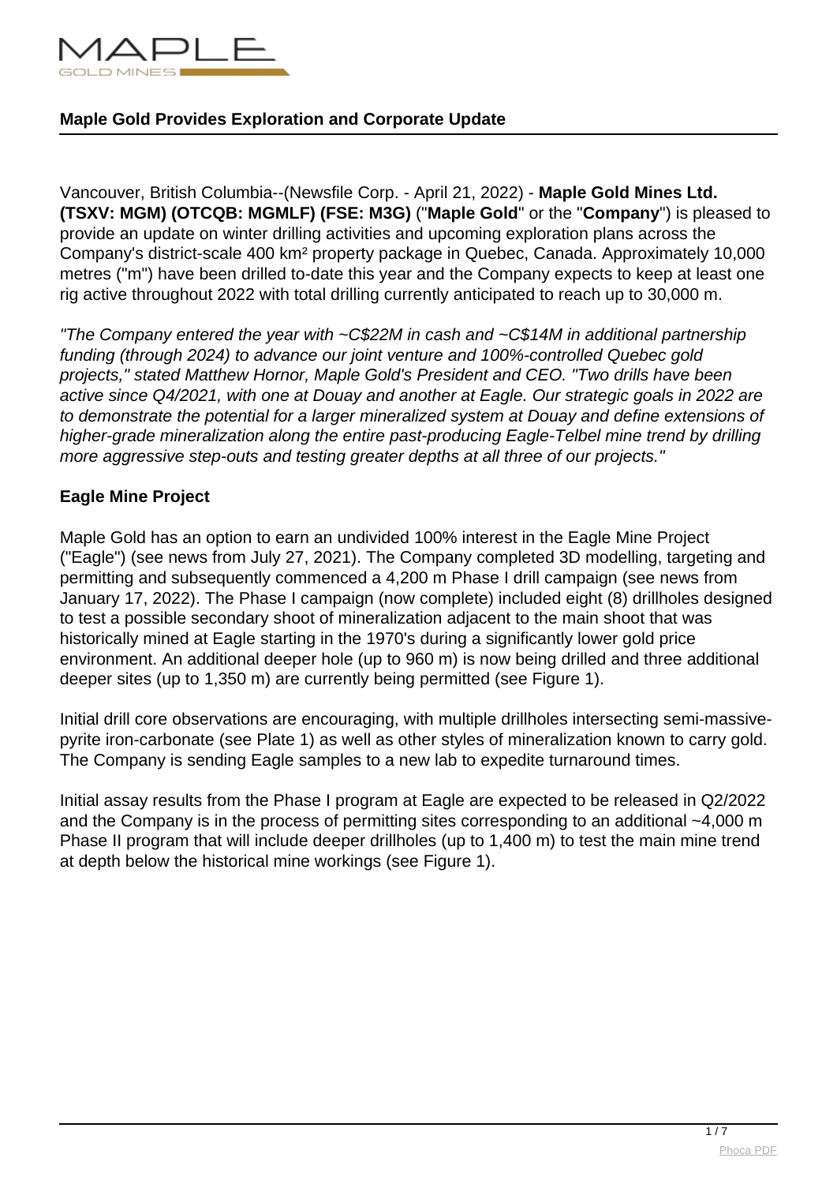## Maple Gold Provides Exploration and Corporate Update

Vancouver, British Columbia--(Newsfile Corp. - April 21, 2022) - **Maple Gold Mines Ltd. (TSXV: MGM) (OTCQB: MGMLF) (FSE: M3G)** ("**Maple Gold**" or the "**Company**") is pleased to provide an update on winter drilling activities and upcoming exploration plans across the Company's district-scale 400 km² property package in Quebec, Canada. Approximately 10,000 metres ("m") have been drilled to-date this year and the Company expects to keep at least one rig active throughout 2022 with total drilling currently anticipated to reach up to 30,000 m.

*"The Company entered the year with ~C$22M in cash and ~C$14M in additional partnership funding (through 2024) to advance our joint venture and 100%-controlled Quebec gold projects," stated Matthew Hornor, Maple Gold's President and CEO. "Two drills have been active since Q4/2021, with one at Douay and another at Eagle. Our strategic goals in 2022 are to demonstrate the potential for a larger mineralized system at Douay and define extensions of higher-grade mineralization along the entire past-producing Eagle-Telbel mine trend by drilling more aggressive step-outs and testing greater depths at all three of our projects."*

### Eagle Mine Project

Maple Gold has an option to earn an undivided 100% interest in the Eagle Mine Project ("Eagle") (see news from July 27, 2021). The Company completed 3D modelling, targeting and permitting and subsequently commenced a 4,200 m Phase I drill campaign (see news from January 17, 2022). The Phase I campaign (now complete) included eight (8) drillholes designed to test a possible secondary shoot of mineralization adjacent to the main shoot that was historically mined at Eagle starting in the 1970's during a significantly lower gold price environment. An additional deeper hole (up to 960 m) is now being drilled and three additional deeper sites (up to 1,350 m) are currently being permitted (see Figure 1).

Initial drill core observations are encouraging, with multiple drillholes intersecting semi-massive-pyrite iron-carbonate (see Plate 1) as well as other styles of mineralization known to carry gold. The Company is sending Eagle samples to a new lab to expedite turnaround times.

Initial assay results from the Phase I program at Eagle are expected to be released in Q2/2022 and the Company is in the process of permitting sites corresponding to an additional ~4,000 m Phase II program that will include deeper drillholes (up to 1,400 m) to test the main mine trend at depth below the historical mine workings (see Figure 1).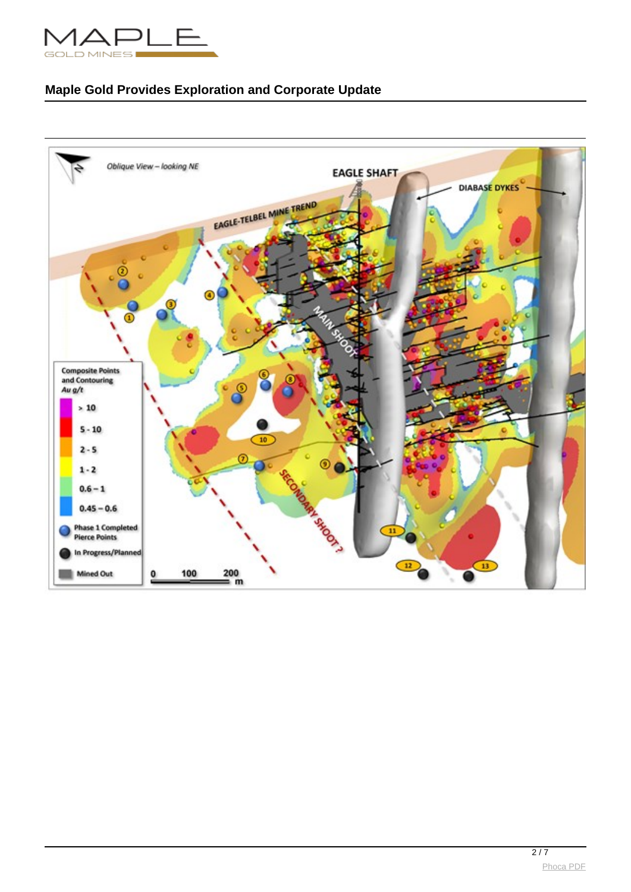Oblique View – looking NE

EAGLE SHAFT

DIABASE DYKES

EAGLE-TELBEL MINE TREND

MAIN SHOOT

SECONDARY SHOOT ?

**Composite Points and Contouring**
*Au g/t*

- > 10
- 5 - 10
- 2 - 5
- 1 - 2
- 0.6 – 1
- 0.45 – 0.6
- Phase 1 Completed Pierce Points
- In Progress/Planned
- Mined Out

0 100 200 m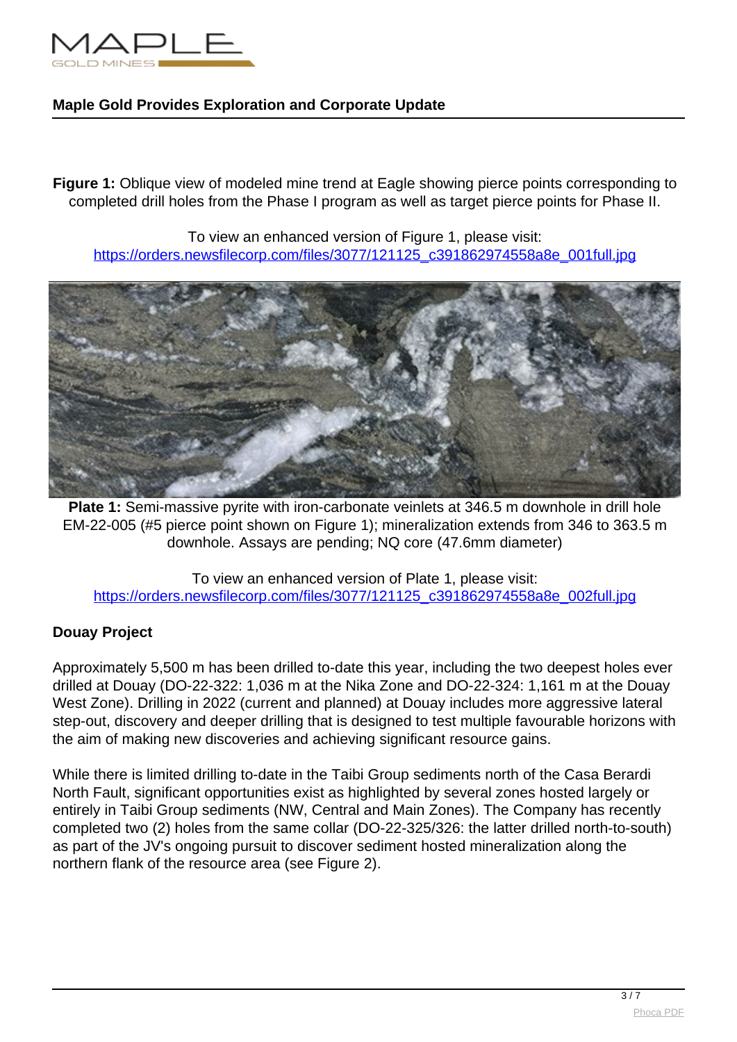**Figure 1:** Oblique view of modeled mine trend at Eagle showing pierce points corresponding to completed drill holes from the Phase I program as well as target pierce points for Phase II.

To view an enhanced version of Figure 1, please visit:
https://orders.newsfilecorp.com/files/3077/121125_c391862974558a8e_001full.jpg

**Plate 1:** Semi-massive pyrite with iron-carbonate veinlets at 346.5 m downhole in drill hole EM-22-005 (#5 pierce point shown on Figure 1); mineralization extends from 346 to 363.5 m downhole. Assays are pending; NQ core (47.6mm diameter)

To view an enhanced version of Plate 1, please visit:
https://orders.newsfilecorp.com/files/3077/121125_c391862974558a8e_002full.jpg

**Douay Project**

Approximately 5,500 m has been drilled to-date this year, including the two deepest holes ever drilled at Douay (DO-22-322: 1,036 m at the Nika Zone and DO-22-324: 1,161 m at the Douay West Zone). Drilling in 2022 (current and planned) at Douay includes more aggressive lateral step-out, discovery and deeper drilling that is designed to test multiple favourable horizons with the aim of making new discoveries and achieving significant resource gains.

While there is limited drilling to-date in the Taibi Group sediments north of the Casa Berardi North Fault, significant opportunities exist as highlighted by several zones hosted largely or entirely in Taibi Group sediments (NW, Central and Main Zones). The Company has recently completed two (2) holes from the same collar (DO-22-325/326: the latter drilled north-to-south) as part of the JV's ongoing pursuit to discover sediment hosted mineralization along the northern flank of the resource area (see Figure 2).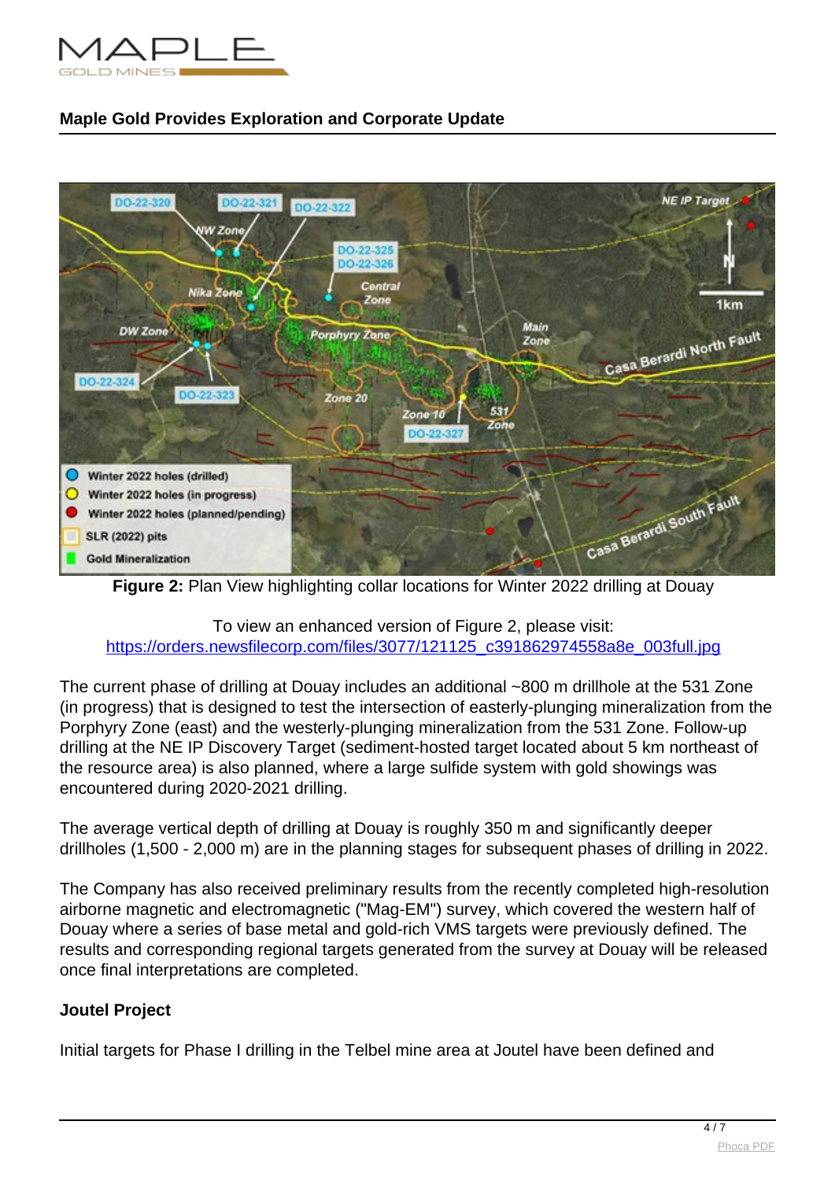**Figure 2:** Plan View highlighting collar locations for Winter 2022 drilling at Douay

To view an enhanced version of Figure 2, please visit:
https://orders.newsfilecorp.com/files/3077/121125_c391862974558a8e_003full.jpg

The current phase of drilling at Douay includes an additional ~800 m drillhole at the 531 Zone (in progress) that is designed to test the intersection of easterly-plunging mineralization from the Porphyry Zone (east) and the westerly-plunging mineralization from the 531 Zone. Follow-up drilling at the NE IP Discovery Target (sediment-hosted target located about 5 km northeast of the resource area) is also planned, where a large sulfide system with gold showings was encountered during 2020-2021 drilling.

The average vertical depth of drilling at Douay is roughly 350 m and significantly deeper drillholes (1,500 - 2,000 m) are in the planning stages for subsequent phases of drilling in 2022.

The Company has also received preliminary results from the recently completed high-resolution airborne magnetic and electromagnetic ("Mag-EM") survey, which covered the western half of Douay where a series of base metal and gold-rich VMS targets were previously defined. The results and corresponding regional targets generated from the survey at Douay will be released once final interpretations are completed.

**Joutel Project**

Initial targets for Phase I drilling in the Telbel mine area at Joutel have been defined and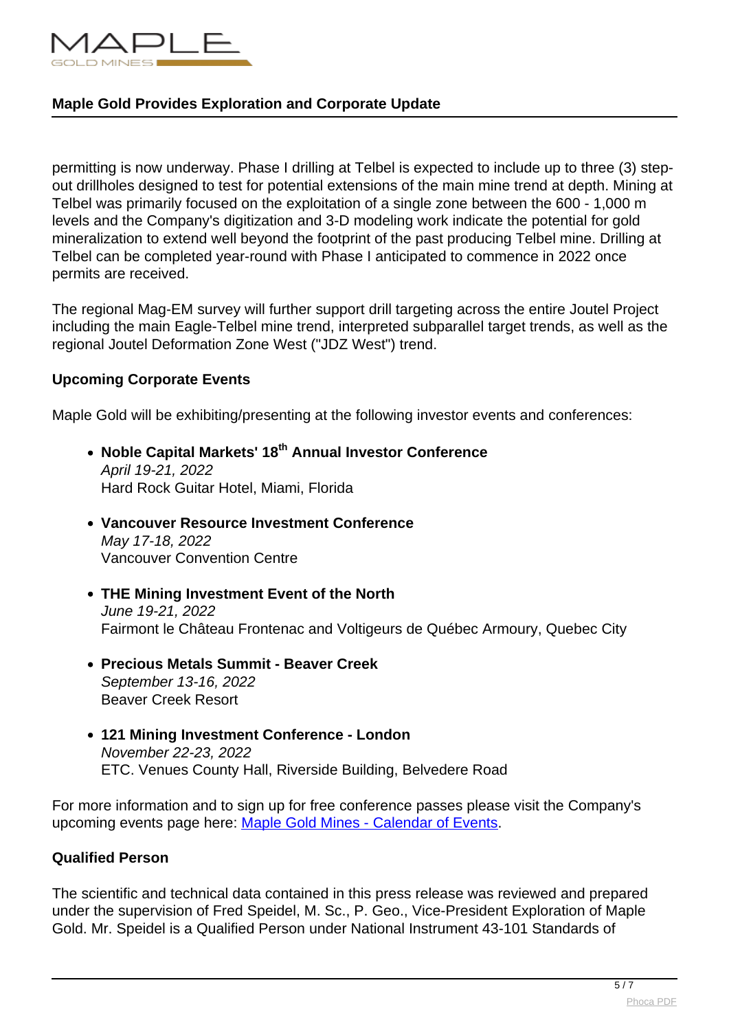permitting is now underway. Phase I drilling at Telbel is expected to include up to three (3) step-out drillholes designed to test for potential extensions of the main mine trend at depth. Mining at Telbel was primarily focused on the exploitation of a single zone between the 600 - 1,000 m levels and the Company's digitization and 3-D modeling work indicate the potential for gold mineralization to extend well beyond the footprint of the past producing Telbel mine. Drilling at Telbel can be completed year-round with Phase I anticipated to commence in 2022 once permits are received.

The regional Mag-EM survey will further support drill targeting across the entire Joutel Project including the main Eagle-Telbel mine trend, interpreted subparallel target trends, as well as the regional Joutel Deformation Zone West ("JDZ West") trend.

**Upcoming Corporate Events**

Maple Gold will be exhibiting/presenting at the following investor events and conferences:

- **Noble Capital Markets' 18th Annual Investor Conference**
  *April 19-21, 2022*
  Hard Rock Guitar Hotel, Miami, Florida
- **Vancouver Resource Investment Conference**
  *May 17-18, 2022*
  Vancouver Convention Centre
- **THE Mining Investment Event of the North**
  *June 19-21, 2022*
  Fairmont le Château Frontenac and Voltigeurs de Québec Armoury, Quebec City
- **Precious Metals Summit - Beaver Creek**
  *September 13-16, 2022*
  Beaver Creek Resort
- **121 Mining Investment Conference - London**
  *November 22-23, 2022*
  ETC. Venues County Hall, Riverside Building, Belvedere Road

For more information and to sign up for free conference passes please visit the Company's upcoming events page here: Maple Gold Mines - Calendar of Events.

**Qualified Person**

The scientific and technical data contained in this press release was reviewed and prepared under the supervision of Fred Speidel, M. Sc., P. Geo., Vice-President Exploration of Maple Gold. Mr. Speidel is a Qualified Person under National Instrument 43-101 Standards of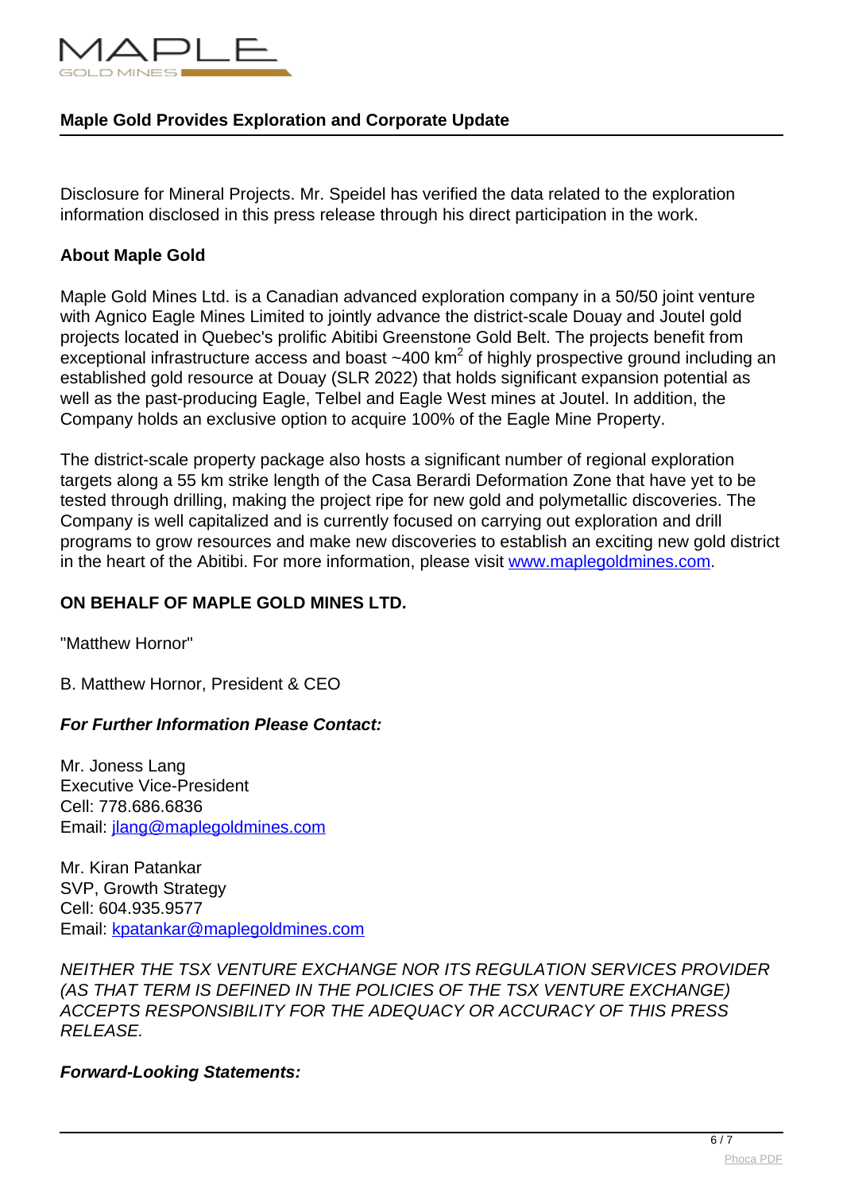Disclosure for Mineral Projects. Mr. Speidel has verified the data related to the exploration information disclosed in this press release through his direct participation in the work.

**About Maple Gold**

Maple Gold Mines Ltd. is a Canadian advanced exploration company in a 50/50 joint venture with Agnico Eagle Mines Limited to jointly advance the district-scale Douay and Joutel gold projects located in Quebec's prolific Abitibi Greenstone Gold Belt. The projects benefit from exceptional infrastructure access and boast ~400 $km^2$ of highly prospective ground including an established gold resource at Douay (SLR 2022) that holds significant expansion potential as well as the past-producing Eagle, Telbel and Eagle West mines at Joutel. In addition, the Company holds an exclusive option to acquire 100% of the Eagle Mine Property.

The district-scale property package also hosts a significant number of regional exploration targets along a 55 km strike length of the Casa Berardi Deformation Zone that have yet to be tested through drilling, making the project ripe for new gold and polymetallic discoveries. The Company is well capitalized and is currently focused on carrying out exploration and drill programs to grow resources and make new discoveries to establish an exciting new gold district in the heart of the Abitibi. For more information, please visit [www.maplegoldmines.com](http://www.maplegoldmines.com).

**ON BEHALF OF MAPLE GOLD MINES LTD.**

"Matthew Hornor"

B. Matthew Hornor, President & CEO

***For Further Information Please Contact:***

Mr. Joness Lang
Executive Vice-President
Cell: 778.686.6836
Email: [jlang@maplegoldmines.com](mailto:jlang@maplegoldmines.com)

Mr. Kiran Patankar
SVP, Growth Strategy
Cell: 604.935.9577
Email: [kpatankar@maplegoldmines.com](mailto:kpatankar@maplegoldmines.com)

*NEITHER THE TSX VENTURE EXCHANGE NOR ITS REGULATION SERVICES PROVIDER (AS THAT TERM IS DEFINED IN THE POLICIES OF THE TSX VENTURE EXCHANGE) ACCEPTS RESPONSIBILITY FOR THE ADEQUACY OR ACCURACY OF THIS PRESS RELEASE.*

***Forward-Looking Statements:***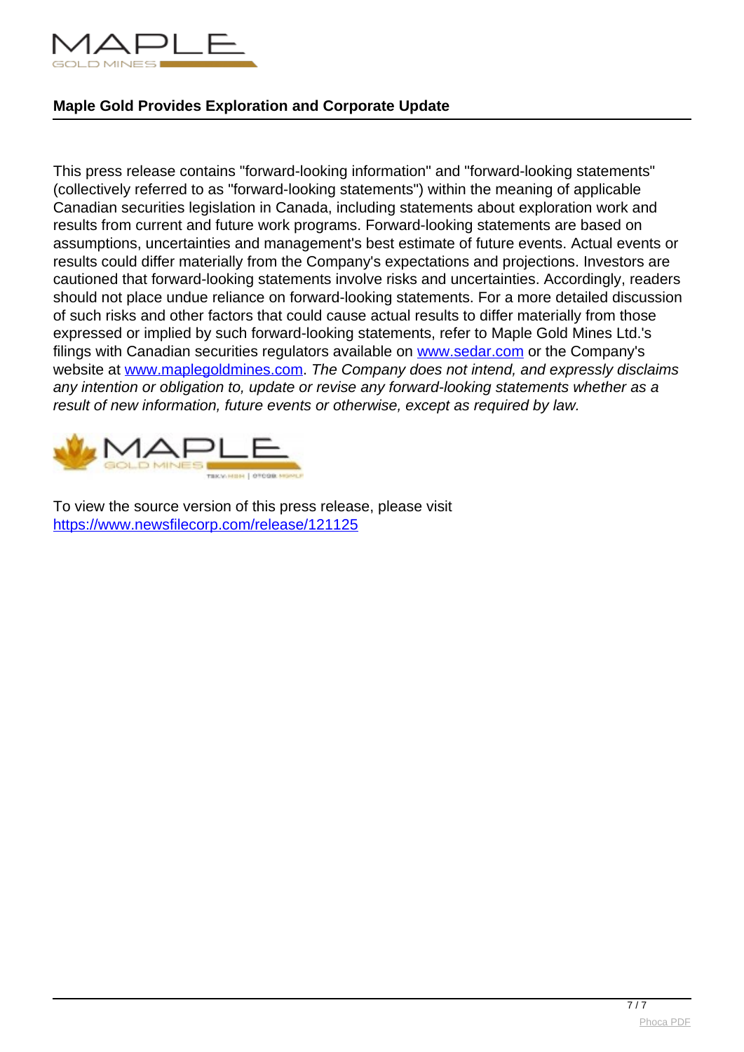This press release contains "forward-looking information" and "forward-looking statements" (collectively referred to as "forward-looking statements") within the meaning of applicable Canadian securities legislation in Canada, including statements about exploration work and results from current and future work programs. Forward-looking statements are based on assumptions, uncertainties and management's best estimate of future events. Actual events or results could differ materially from the Company's expectations and projections. Investors are cautioned that forward-looking statements involve risks and uncertainties. Accordingly, readers should not place undue reliance on forward-looking statements. For a more detailed discussion of such risks and other factors that could cause actual results to differ materially from those expressed or implied by such forward-looking statements, refer to Maple Gold Mines Ltd.'s filings with Canadian securities regulators available on [www.sedar.com](http://www.sedar.com) or the Company's website at [www.maplegoldmines.com](http://www.maplegoldmines.com). *The Company does not intend, and expressly disclaims any intention or obligation to, update or revise any forward-looking statements whether as a result of new information, future events or otherwise, except as required by law.*

To view the source version of this press release, please visit [https://www.newsfilecorp.com/release/121125](https://www.newsfilecorp.com/release/121125)